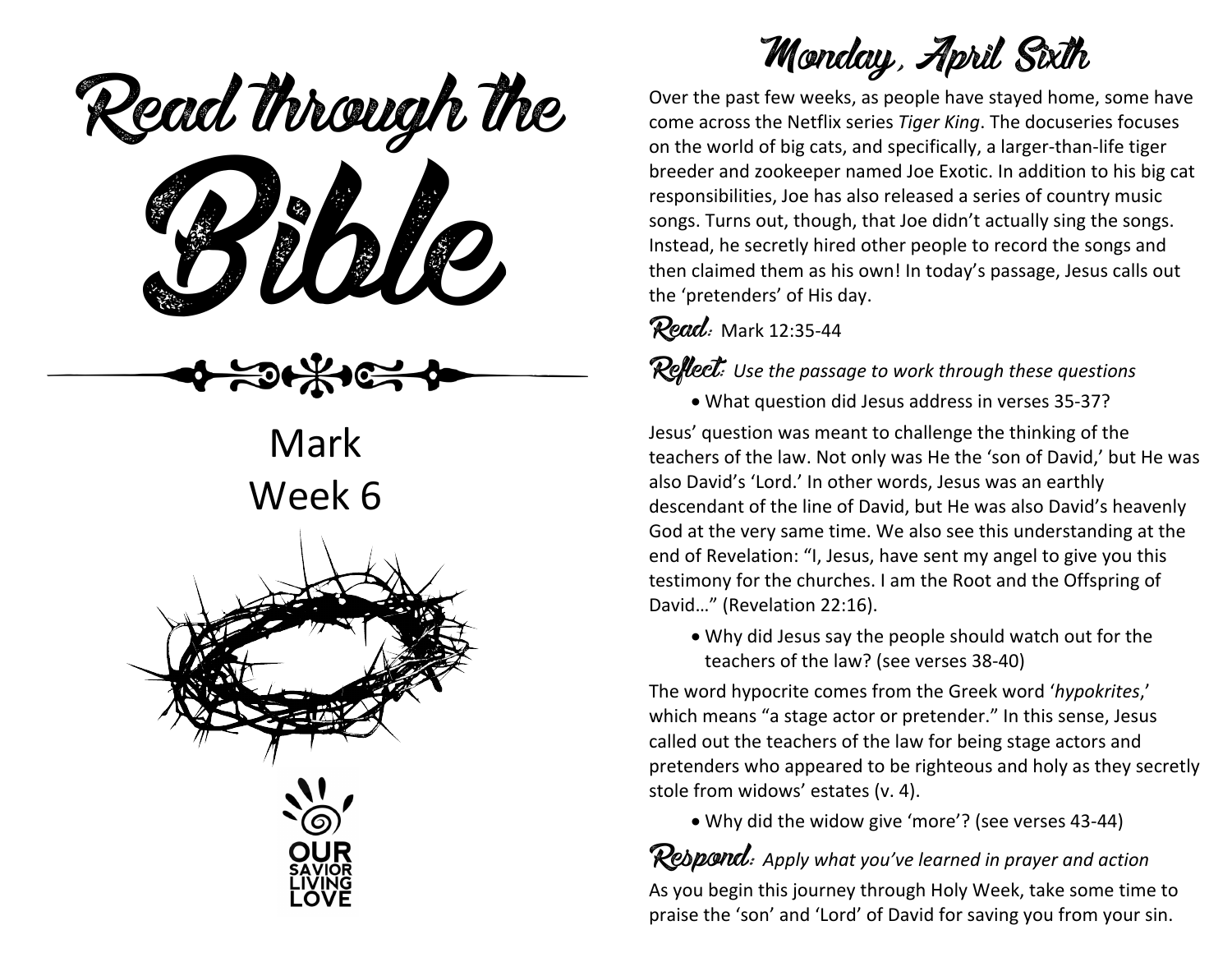# Read through the Bible

## Mark
## Week 6

OUR SAVIOR LIVING LOVE

# Monday, April Sixth

Over the past few weeks, as people have stayed home, some have come across the Netflix series *Tiger King*. The docuseries focuses on the world of big cats, and specifically, a larger-than-life tiger breeder and zookeeper named Joe Exotic. In addition to his big cat responsibilities, Joe has also released a series of country music songs. Turns out, though, that Joe didn't actually sing the songs. Instead, he secretly hired other people to record the songs and then claimed them as his own! In today's passage, Jesus calls out the 'pretenders' of His day.

**Read:** Mark 12:35-44

**Reflect:** *Use the passage to work through these questions*

- What question did Jesus address in verses 35-37?

Jesus' question was meant to challenge the thinking of the teachers of the law. Not only was He the 'son of David,' but He was also David's 'Lord.' In other words, Jesus was an earthly descendant of the line of David, but He was also David's heavenly God at the very same time. We also see this understanding at the end of Revelation: "I, Jesus, have sent my angel to give you this testimony for the churches. I am the Root and the Offspring of David…" (Revelation 22:16).

- Why did Jesus say the people should watch out for the teachers of the law? (see verses 38-40)

The word hypocrite comes from the Greek word '*hypokrites*,' which means "a stage actor or pretender." In this sense, Jesus called out the teachers of the law for being stage actors and pretenders who appeared to be righteous and holy as they secretly stole from widows' estates (v. 4).

- Why did the widow give 'more'? (see verses 43-44)

**Respond:** *Apply what you've learned in prayer and action*

As you begin this journey through Holy Week, take some time to praise the 'son' and 'Lord' of David for saving you from your sin.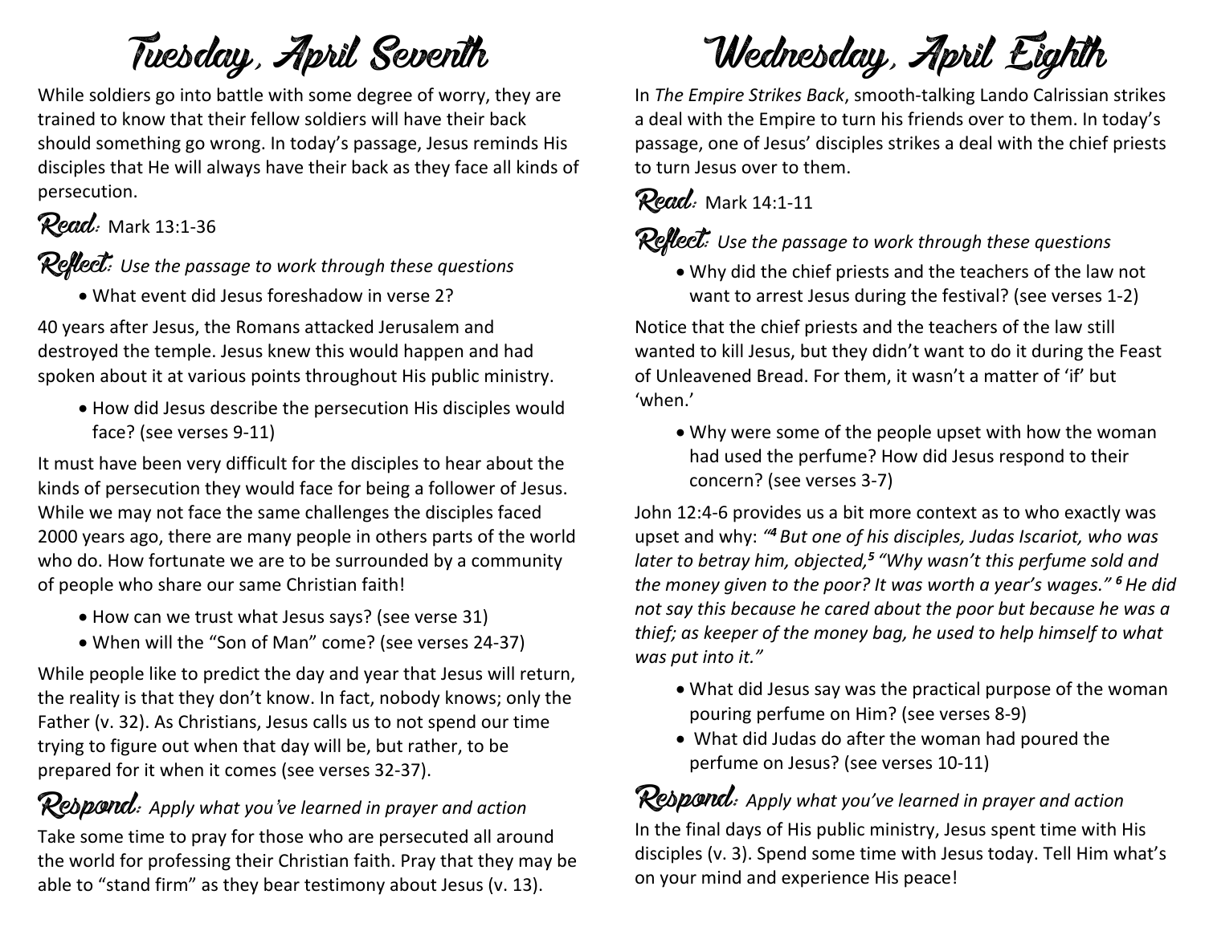# Tuesday, April Seventh

While soldiers go into battle with some degree of worry, they are trained to know that their fellow soldiers will have their back should something go wrong. In today's passage, Jesus reminds His disciples that He will always have their back as they face all kinds of persecution.

**Read:** Mark 13:1-36

**Reflect:** *Use the passage to work through these questions*

- What event did Jesus foreshadow in verse 2?

40 years after Jesus, the Romans attacked Jerusalem and destroyed the temple. Jesus knew this would happen and had spoken about it at various points throughout His public ministry.

- How did Jesus describe the persecution His disciples would face? (see verses 9-11)

It must have been very difficult for the disciples to hear about the kinds of persecution they would face for being a follower of Jesus. While we may not face the same challenges the disciples faced 2000 years ago, there are many people in others parts of the world who do. How fortunate we are to be surrounded by a community of people who share our same Christian faith!

- How can we trust what Jesus says? (see verse 31)
- When will the "Son of Man" come? (see verses 24-37)

While people like to predict the day and year that Jesus will return, the reality is that they don't know. In fact, nobody knows; only the Father (v. 32). As Christians, Jesus calls us to not spend our time trying to figure out when that day will be, but rather, to be prepared for it when it comes (see verses 32-37).

**Respond:** *Apply what you've learned in prayer and action*

Take some time to pray for those who are persecuted all around the world for professing their Christian faith. Pray that they may be able to "stand firm" as they bear testimony about Jesus (v. 13).

# Wednesday, April Eighth

In *The Empire Strikes Back*, smooth-talking Lando Calrissian strikes a deal with the Empire to turn his friends over to them. In today's passage, one of Jesus' disciples strikes a deal with the chief priests to turn Jesus over to them.

**Read:** Mark 14:1-11

**Reflect:** *Use the passage to work through these questions*

- Why did the chief priests and the teachers of the law not want to arrest Jesus during the festival? (see verses 1-2)

Notice that the chief priests and the teachers of the law still wanted to kill Jesus, but they didn't want to do it during the Feast of Unleavened Bread. For them, it wasn't a matter of 'if' but 'when.'

- Why were some of the people upset with how the woman had used the perfume? How did Jesus respond to their concern? (see verses 3-7)

John 12:4-6 provides us a bit more context as to who exactly was upset and why: *"[4] But one of his disciples, Judas Iscariot, who was later to betray him, objected,[5] "Why wasn't this perfume sold and the money given to the poor? It was worth a year's wages." [6] He did not say this because he cared about the poor but because he was a thief; as keeper of the money bag, he used to help himself to what was put into it."*

- What did Jesus say was the practical purpose of the woman pouring perfume on Him? (see verses 8-9)
- What did Judas do after the woman had poured the perfume on Jesus? (see verses 10-11)

**Respond:** *Apply what you've learned in prayer and action*

In the final days of His public ministry, Jesus spent time with His disciples (v. 3). Spend some time with Jesus today. Tell Him what's on your mind and experience His peace!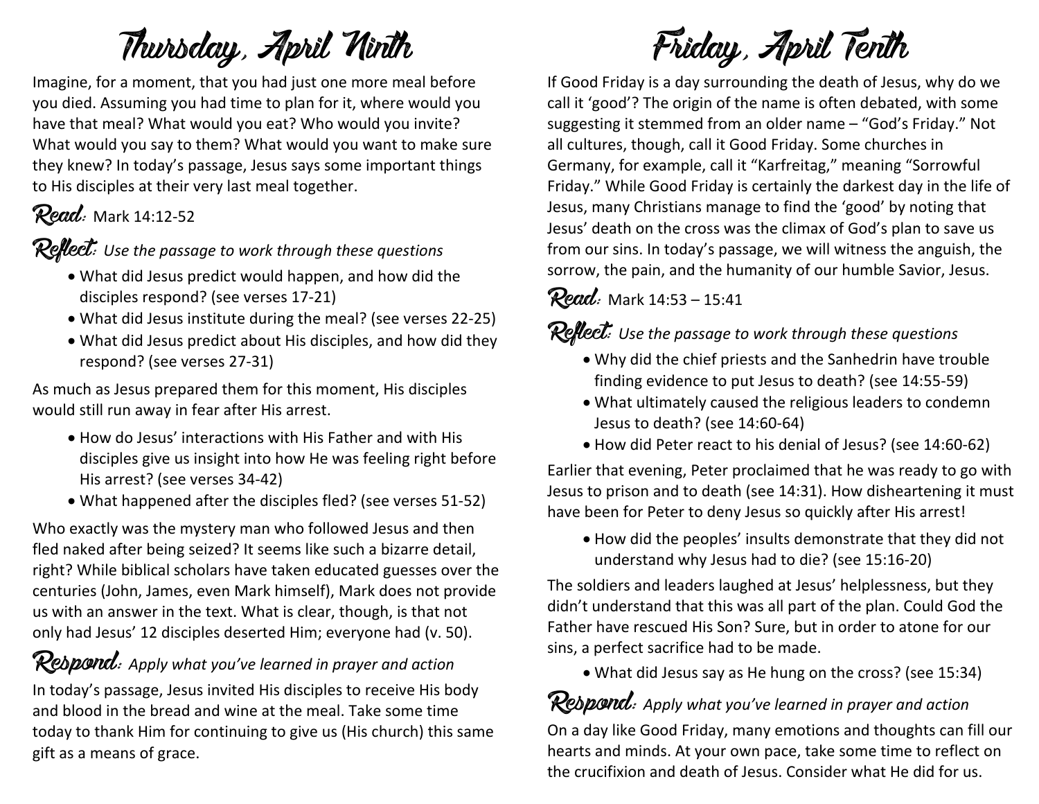# Thursday, April Ninth

Imagine, for a moment, that you had just one more meal before you died. Assuming you had time to plan for it, where would you have that meal? What would you eat? Who would you invite? What would you say to them? What would you want to make sure they knew? In today's passage, Jesus says some important things to His disciples at their very last meal together.

**Read:** Mark 14:12-52

**Reflect:** *Use the passage to work through these questions*

- What did Jesus predict would happen, and how did the disciples respond? (see verses 17-21)
- What did Jesus institute during the meal? (see verses 22-25)
- What did Jesus predict about His disciples, and how did they respond? (see verses 27-31)

As much as Jesus prepared them for this moment, His disciples would still run away in fear after His arrest.

- How do Jesus' interactions with His Father and with His disciples give us insight into how He was feeling right before His arrest? (see verses 34-42)
- What happened after the disciples fled? (see verses 51-52)

Who exactly was the mystery man who followed Jesus and then fled naked after being seized? It seems like such a bizarre detail, right? While biblical scholars have taken educated guesses over the centuries (John, James, even Mark himself), Mark does not provide us with an answer in the text. What is clear, though, is that not only had Jesus' 12 disciples deserted Him; everyone had (v. 50).

**Respond:** *Apply what you've learned in prayer and action*

In today's passage, Jesus invited His disciples to receive His body and blood in the bread and wine at the meal. Take some time today to thank Him for continuing to give us (His church) this same gift as a means of grace.

# Friday, April Tenth

If Good Friday is a day surrounding the death of Jesus, why do we call it 'good'? The origin of the name is often debated, with some suggesting it stemmed from an older name – "God's Friday." Not all cultures, though, call it Good Friday. Some churches in Germany, for example, call it "Karfreitag," meaning "Sorrowful Friday." While Good Friday is certainly the darkest day in the life of Jesus, many Christians manage to find the 'good' by noting that Jesus' death on the cross was the climax of God's plan to save us from our sins. In today's passage, we will witness the anguish, the sorrow, the pain, and the humanity of our humble Savior, Jesus.

**Read:** Mark 14:53 – 15:41

**Reflect:** *Use the passage to work through these questions*

- Why did the chief priests and the Sanhedrin have trouble finding evidence to put Jesus to death? (see 14:55-59)
- What ultimately caused the religious leaders to condemn Jesus to death? (see 14:60-64)
- How did Peter react to his denial of Jesus? (see 14:60-62)

Earlier that evening, Peter proclaimed that he was ready to go with Jesus to prison and to death (see 14:31). How disheartening it must have been for Peter to deny Jesus so quickly after His arrest!

- How did the peoples' insults demonstrate that they did not understand why Jesus had to die? (see 15:16-20)

The soldiers and leaders laughed at Jesus' helplessness, but they didn't understand that this was all part of the plan. Could God the Father have rescued His Son? Sure, but in order to atone for our sins, a perfect sacrifice had to be made.

- What did Jesus say as He hung on the cross? (see 15:34)

**Respond:** *Apply what you've learned in prayer and action*

On a day like Good Friday, many emotions and thoughts can fill our hearts and minds. At your own pace, take some time to reflect on the crucifixion and death of Jesus. Consider what He did for us.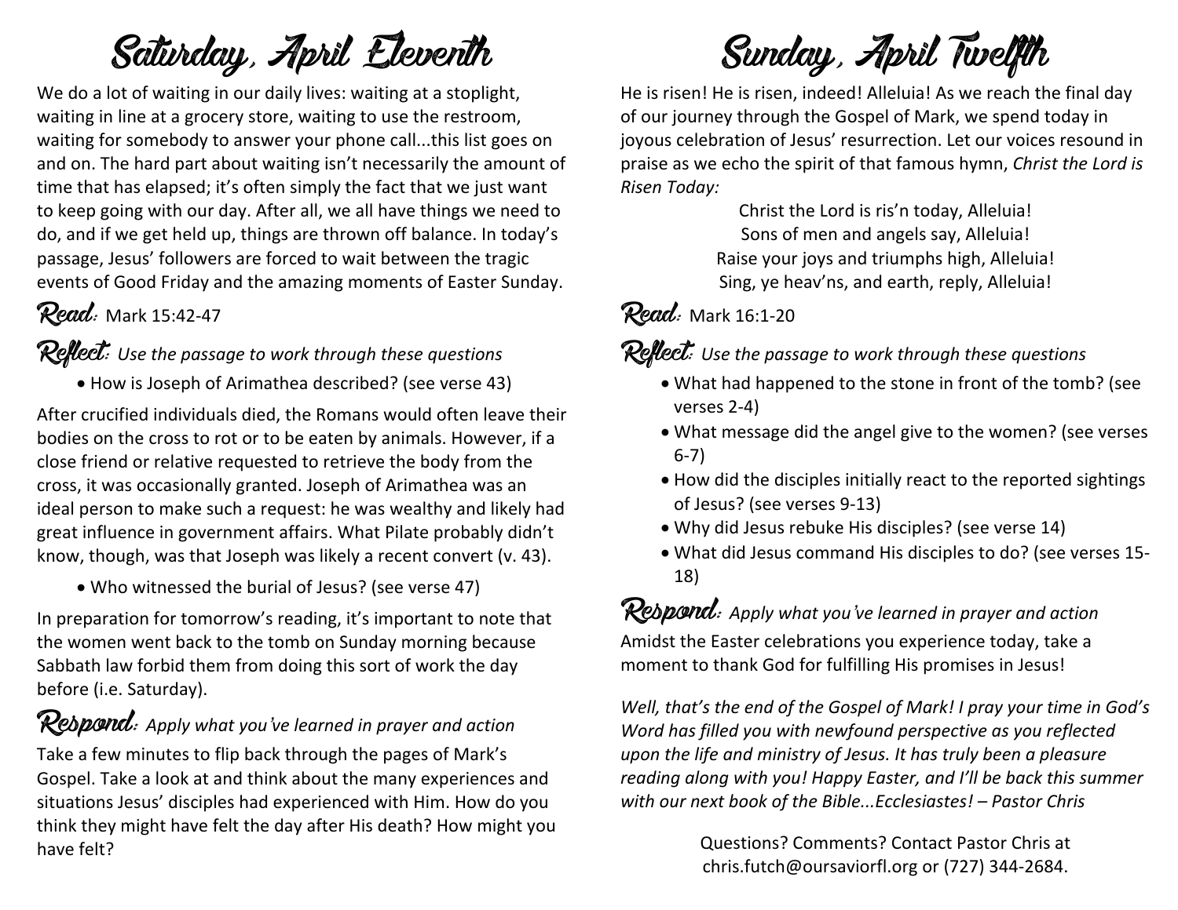# Saturday, April Eleventh

We do a lot of waiting in our daily lives: waiting at a stoplight, waiting in line at a grocery store, waiting to use the restroom, waiting for somebody to answer your phone call...this list goes on and on. The hard part about waiting isn't necessarily the amount of time that has elapsed; it's often simply the fact that we just want to keep going with our day. After all, we all have things we need to do, and if we get held up, things are thrown off balance. In today's passage, Jesus' followers are forced to wait between the tragic events of Good Friday and the amazing moments of Easter Sunday.

**Read:** Mark 15:42-47

**Reflect:** *Use the passage to work through these questions*

- How is Joseph of Arimathea described? (see verse 43)

After crucified individuals died, the Romans would often leave their bodies on the cross to rot or to be eaten by animals. However, if a close friend or relative requested to retrieve the body from the cross, it was occasionally granted. Joseph of Arimathea was an ideal person to make such a request: he was wealthy and likely had great influence in government affairs. What Pilate probably didn't know, though, was that Joseph was likely a recent convert (v. 43).

- Who witnessed the burial of Jesus? (see verse 47)

In preparation for tomorrow's reading, it's important to note that the women went back to the tomb on Sunday morning because Sabbath law forbid them from doing this sort of work the day before (i.e. Saturday).

**Respond:** *Apply what you've learned in prayer and action*

Take a few minutes to flip back through the pages of Mark's Gospel. Take a look at and think about the many experiences and situations Jesus' disciples had experienced with Him. How do you think they might have felt the day after His death? How might you have felt?

# Sunday, April Twelfth

He is risen! He is risen, indeed! Alleluia! As we reach the final day of our journey through the Gospel of Mark, we spend today in joyous celebration of Jesus' resurrection. Let our voices resound in praise as we echo the spirit of that famous hymn, *Christ the Lord is Risen Today:*

Christ the Lord is ris'n today, Alleluia!
Sons of men and angels say, Alleluia!
Raise your joys and triumphs high, Alleluia!
Sing, ye heav'ns, and earth, reply, Alleluia!

**Read:** Mark 16:1-20

**Reflect:** *Use the passage to work through these questions*

- What had happened to the stone in front of the tomb? (see verses 2-4)
- What message did the angel give to the women? (see verses 6-7)
- How did the disciples initially react to the reported sightings of Jesus? (see verses 9-13)
- Why did Jesus rebuke His disciples? (see verse 14)
- What did Jesus command His disciples to do? (see verses 15-18)

**Respond:** *Apply what you've learned in prayer and action*

Amidst the Easter celebrations you experience today, take a moment to thank God for fulfilling His promises in Jesus!

*Well, that's the end of the Gospel of Mark! I pray your time in God's Word has filled you with newfound perspective as you reflected upon the life and ministry of Jesus. It has truly been a pleasure reading along with you! Happy Easter, and I'll be back this summer with our next book of the Bible...Ecclesiastes! – Pastor Chris*

Questions? Comments? Contact Pastor Chris at chris.futch@oursaviorfl.org or (727) 344-2684.